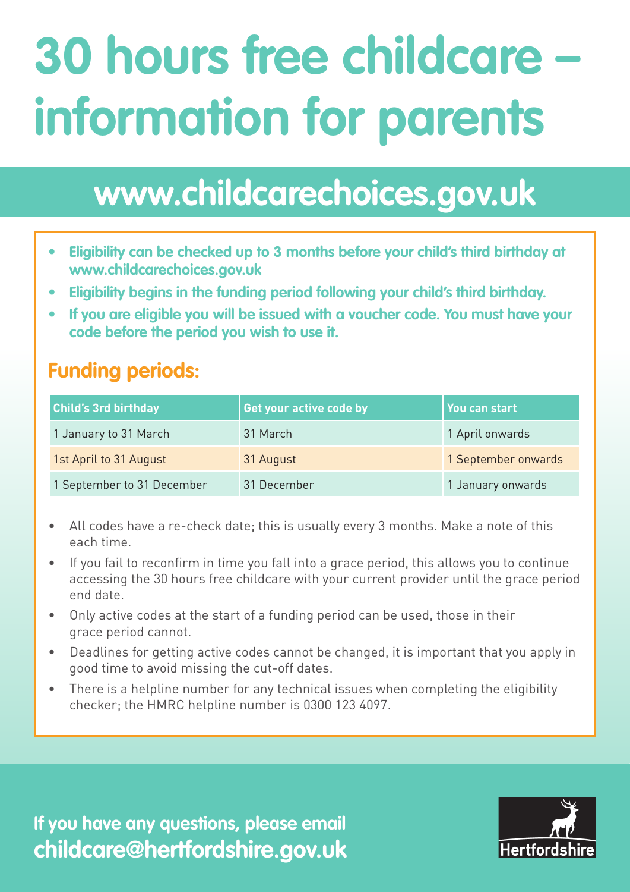# 30 hours free childcare – information for parents

## www.childcarechoices.gov.uk

- **Eligibility can be checked up to 3 months before your child's third birthday at www.childcarechoices.gov.uk**
- **Eligibility begins in the funding period following your child's third birthday.**
- **If you are eligible you will be issued with a voucher code. You must have your code before the period you wish to use it.**

### Funding periods:

| Child's 3rd birthday | Get your active code by | You can start |
|---|---|---|
| 1 January to 31 March | 31 March | 1 April onwards |
| 1st April to 31 August | 31 August | 1 September onwards |
| 1 September to 31 December | 31 December | 1 January onwards |

- All codes have a re-check date; this is usually every 3 months. Make a note of this each time.
- If you fail to reconfirm in time you fall into a grace period, this allows you to continue accessing the 30 hours free childcare with your current provider until the grace period end date.
- Only active codes at the start of a funding period can be used, those in their grace period cannot.
- Deadlines for getting active codes cannot be changed, it is important that you apply in good time to avoid missing the cut-off dates.
- There is a helpline number for any technical issues when completing the eligibility checker; the HMRC helpline number is 0300 123 4097.

**If you have any questions, please email childcare@hertfordshire.gov.uk**

Hertfordshire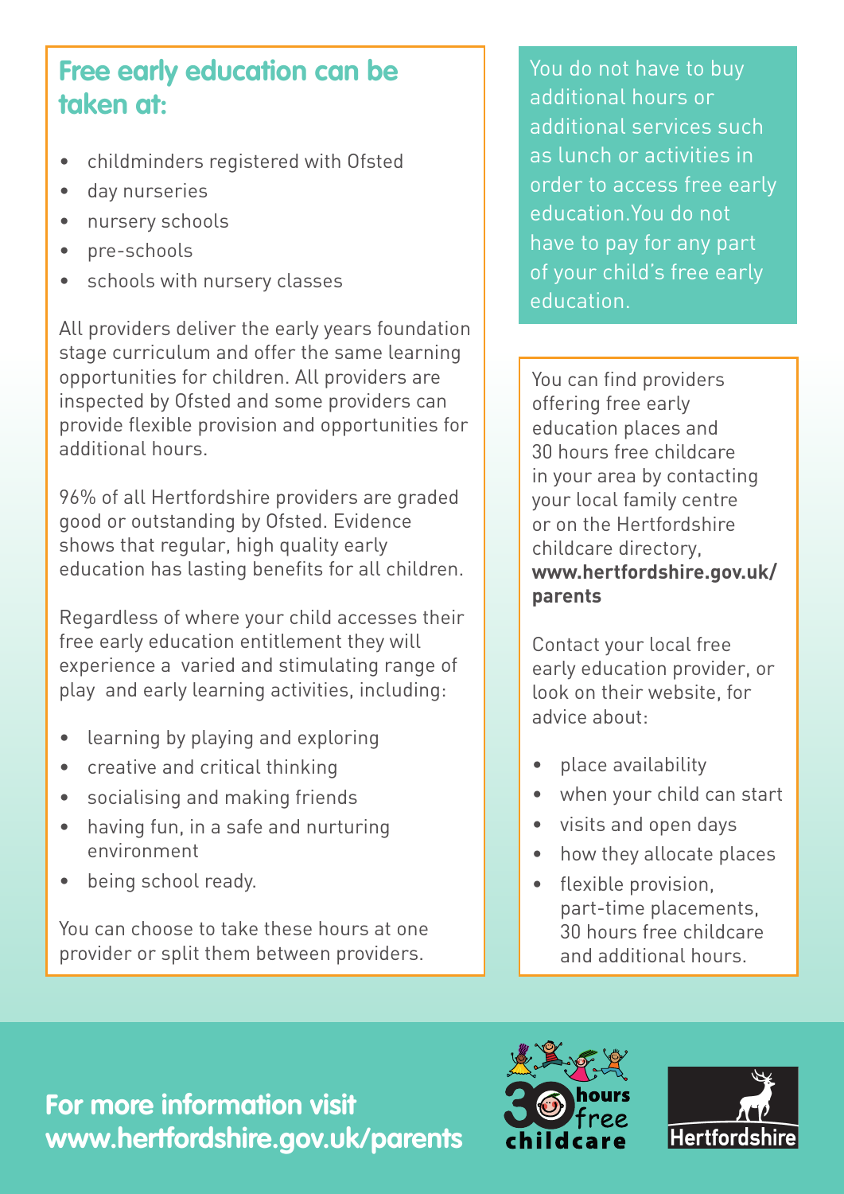## Free early education can be taken at:

- childminders registered with Ofsted
- day nurseries
- nursery schools
- pre-schools
- schools with nursery classes

All providers deliver the early years foundation stage curriculum and offer the same learning opportunities for children. All providers are inspected by Ofsted and some providers can provide flexible provision and opportunities for additional hours.

96% of all Hertfordshire providers are graded good or outstanding by Ofsted. Evidence shows that regular, high quality early education has lasting benefits for all children.

Regardless of where your child accesses their free early education entitlement they will experience a varied and stimulating range of play and early learning activities, including:

- learning by playing and exploring
- creative and critical thinking
- socialising and making friends
- having fun, in a safe and nurturing environment
- being school ready.

You can choose to take these hours at one provider or split them between providers.

You do not have to buy additional hours or additional services such as lunch or activities in order to access free early education. You do not have to pay for any part of your child's free early education.

You can find providers offering free early education places and 30 hours free childcare in your area by contacting your local family centre or on the Hertfordshire childcare directory, **www.hertfordshire.gov.uk/parents**

Contact your local free early education provider, or look on their website, for advice about:

- place availability
- when your child can start
- visits and open days
- how they allocate places
- flexible provision, part-time placements, 30 hours free childcare and additional hours.

**For more information visit www.hertfordshire.gov.uk/parents**

30 hours free childcare

Hertfordshire